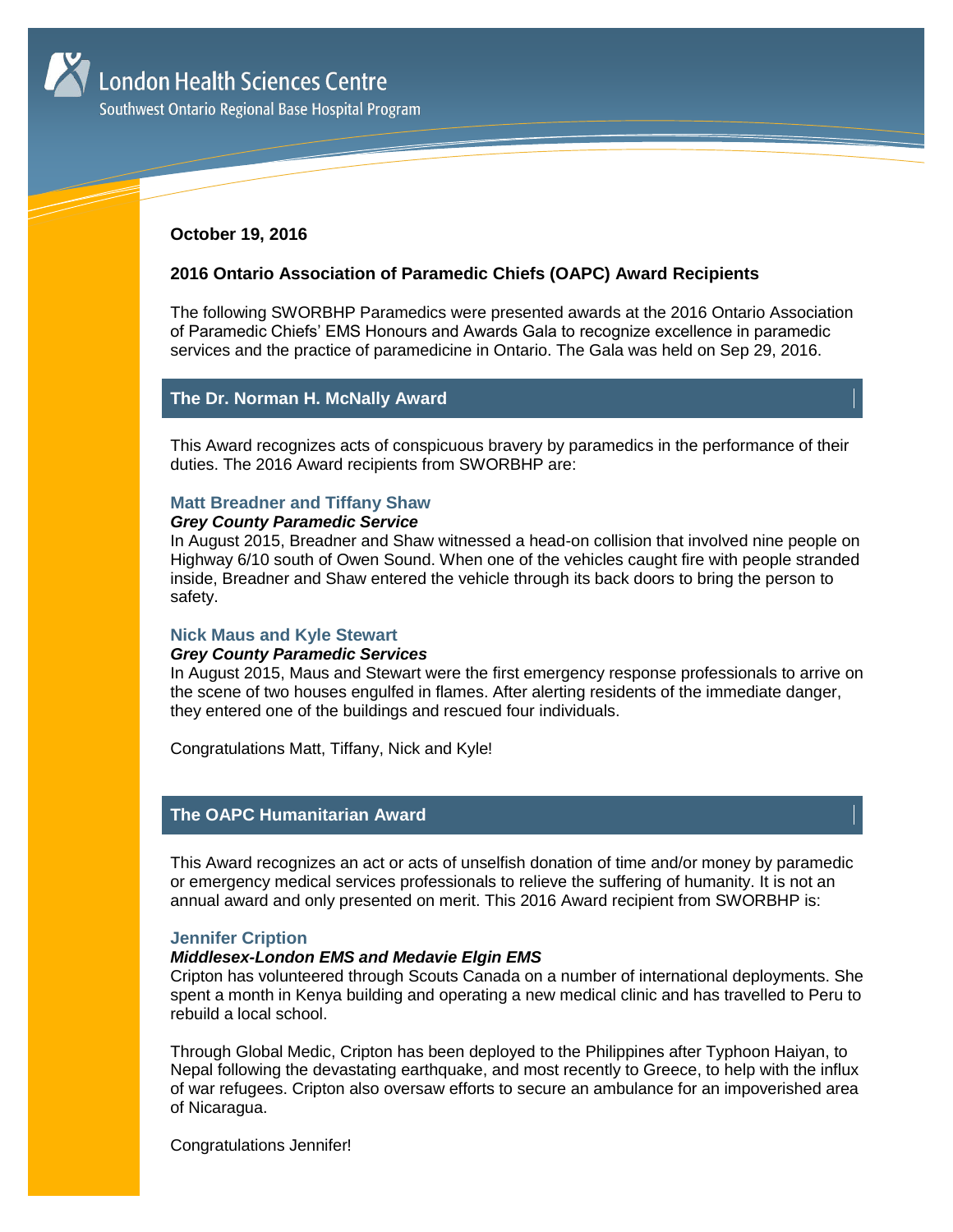London Health Sciences Centre

Southwest Ontario Regional Base Hospital Program

**October 19, 2016**

**2016 Ontario Association of Paramedic Chiefs (OAPC) Award Recipients**

The following SWORBHP Paramedics were presented awards at the 2016 Ontario Association of Paramedic Chiefs' EMS Honours and Awards Gala to recognize excellence in paramedic services and the practice of paramedicine in Ontario. The Gala was held on Sep 29, 2016.

## The Dr. Norman H. McNally Award

This Award recognizes acts of conspicuous bravery by paramedics in the performance of their duties. The 2016 Award recipients from SWORBHP are:

### Matt Breadner and Tiffany Shaw

***Grey County Paramedic Service***

In August 2015, Breadner and Shaw witnessed a head-on collision that involved nine people on Highway 6/10 south of Owen Sound. When one of the vehicles caught fire with people stranded inside, Breadner and Shaw entered the vehicle through its back doors to bring the person to safety.

### Nick Maus and Kyle Stewart

***Grey County Paramedic Services***

In August 2015, Maus and Stewart were the first emergency response professionals to arrive on the scene of two houses engulfed in flames. After alerting residents of the immediate danger, they entered one of the buildings and rescued four individuals.

Congratulations Matt, Tiffany, Nick and Kyle!

## The OAPC Humanitarian Award

This Award recognizes an act or acts of unselfish donation of time and/or money by paramedic or emergency medical services professionals to relieve the suffering of humanity. It is not an annual award and only presented on merit. This 2016 Award recipient from SWORBHP is:

### Jennifer Cripton

***Middlesex-London EMS and Medavie Elgin EMS***

Cripton has volunteered through Scouts Canada on a number of international deployments. She spent a month in Kenya building and operating a new medical clinic and has travelled to Peru to rebuild a local school.

Through Global Medic, Cripton has been deployed to the Philippines after Typhoon Haiyan, to Nepal following the devastating earthquake, and most recently to Greece, to help with the influx of war refugees. Cripton also oversaw efforts to secure an ambulance for an impoverished area of Nicaragua.

Congratulations Jennifer!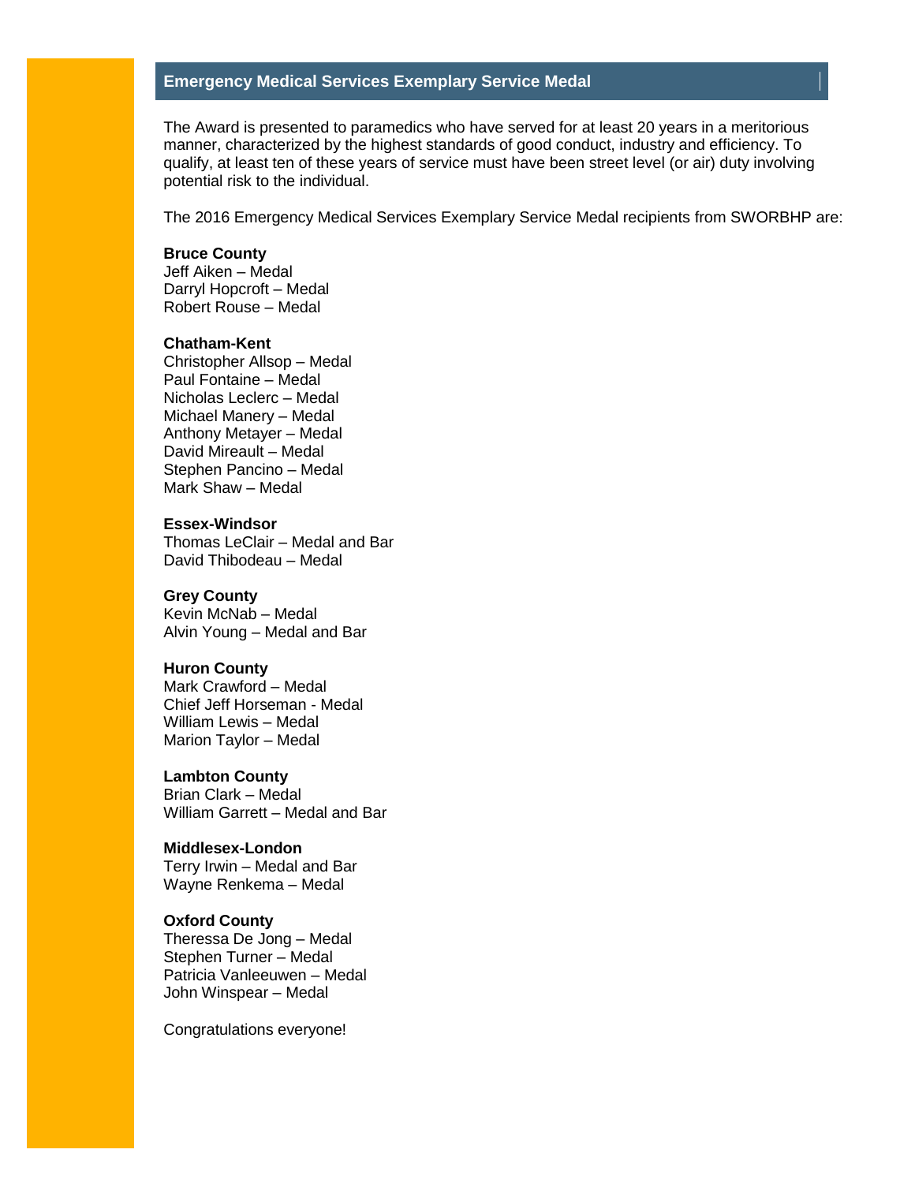## Emergency Medical Services Exemplary Service Medal

The Award is presented to paramedics who have served for at least 20 years in a meritorious manner, characterized by the highest standards of good conduct, industry and efficiency. To qualify, at least ten of these years of service must have been street level (or air) duty involving potential risk to the individual.

The 2016 Emergency Medical Services Exemplary Service Medal recipients from SWORBHP are:

**Bruce County**
Jeff Aiken – Medal
Darryl Hopcroft – Medal
Robert Rouse – Medal

**Chatham-Kent**
Christopher Allsop – Medal
Paul Fontaine – Medal
Nicholas Leclerc – Medal
Michael Manery – Medal
Anthony Metayer – Medal
David Mireault – Medal
Stephen Pancino – Medal
Mark Shaw – Medal

**Essex-Windsor**
Thomas LeClair – Medal and Bar
David Thibodeau – Medal

**Grey County**
Kevin McNab – Medal
Alvin Young – Medal and Bar

**Huron County**
Mark Crawford – Medal
Chief Jeff Horseman - Medal
William Lewis – Medal
Marion Taylor – Medal

**Lambton County**
Brian Clark – Medal
William Garrett – Medal and Bar

**Middlesex-London**
Terry Irwin – Medal and Bar
Wayne Renkema – Medal

**Oxford County**
Theressa De Jong – Medal
Stephen Turner – Medal
Patricia Vanleeuwen – Medal
John Winspear – Medal

Congratulations everyone!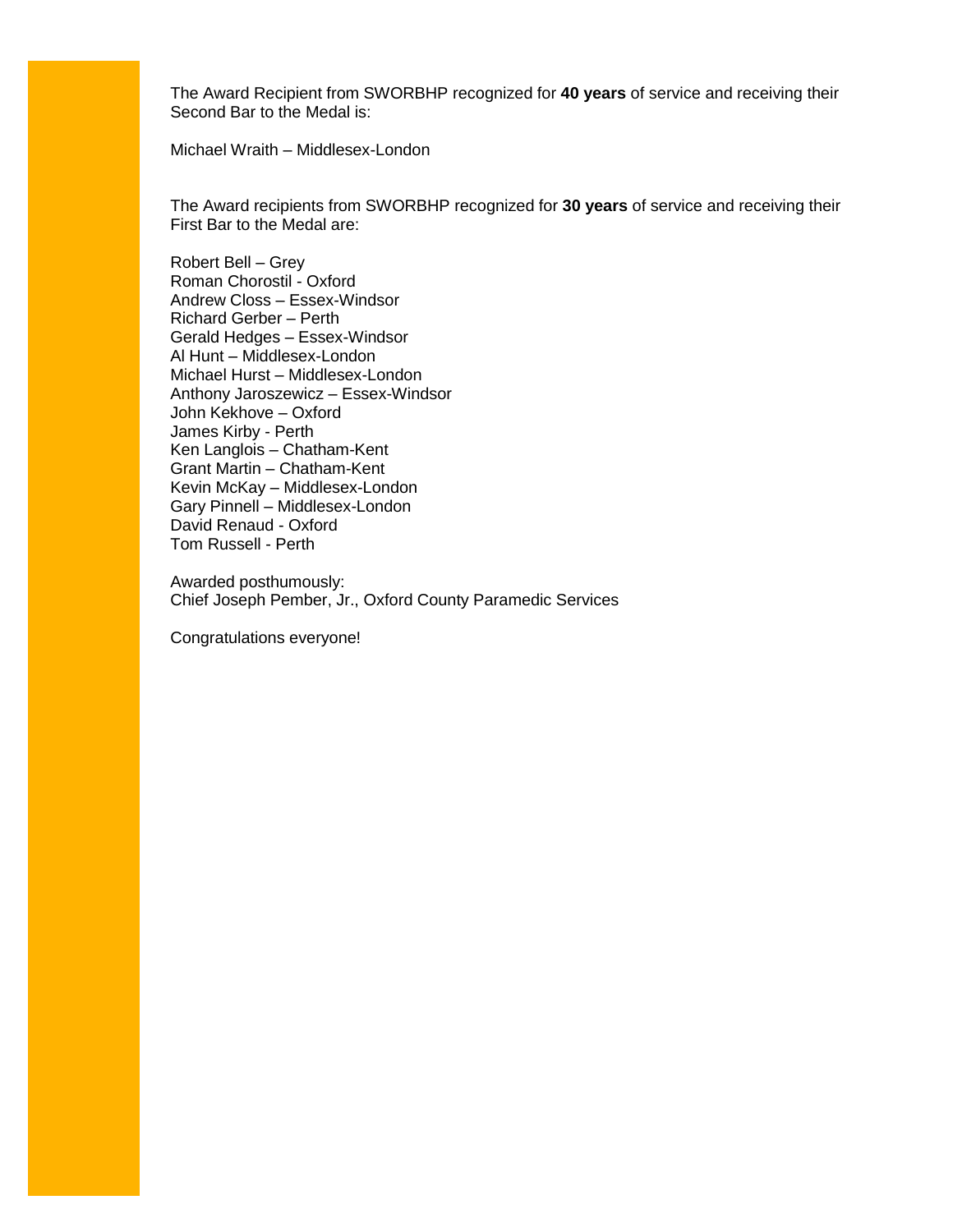The Award Recipient from SWORBHP recognized for **40 years** of service and receiving their Second Bar to the Medal is:

Michael Wraith – Middlesex-London

The Award recipients from SWORBHP recognized for **30 years** of service and receiving their First Bar to the Medal are:

Robert Bell – Grey
Roman Chorostil - Oxford
Andrew Closs – Essex-Windsor
Richard Gerber – Perth
Gerald Hedges – Essex-Windsor
Al Hunt – Middlesex-London
Michael Hurst – Middlesex-London
Anthony Jaroszewicz – Essex-Windsor
John Kekhove – Oxford
James Kirby - Perth
Ken Langlois – Chatham-Kent
Grant Martin – Chatham-Kent
Kevin McKay – Middlesex-London
Gary Pinnell – Middlesex-London
David Renaud - Oxford
Tom Russell - Perth

Awarded posthumously:
Chief Joseph Pember, Jr., Oxford County Paramedic Services

Congratulations everyone!